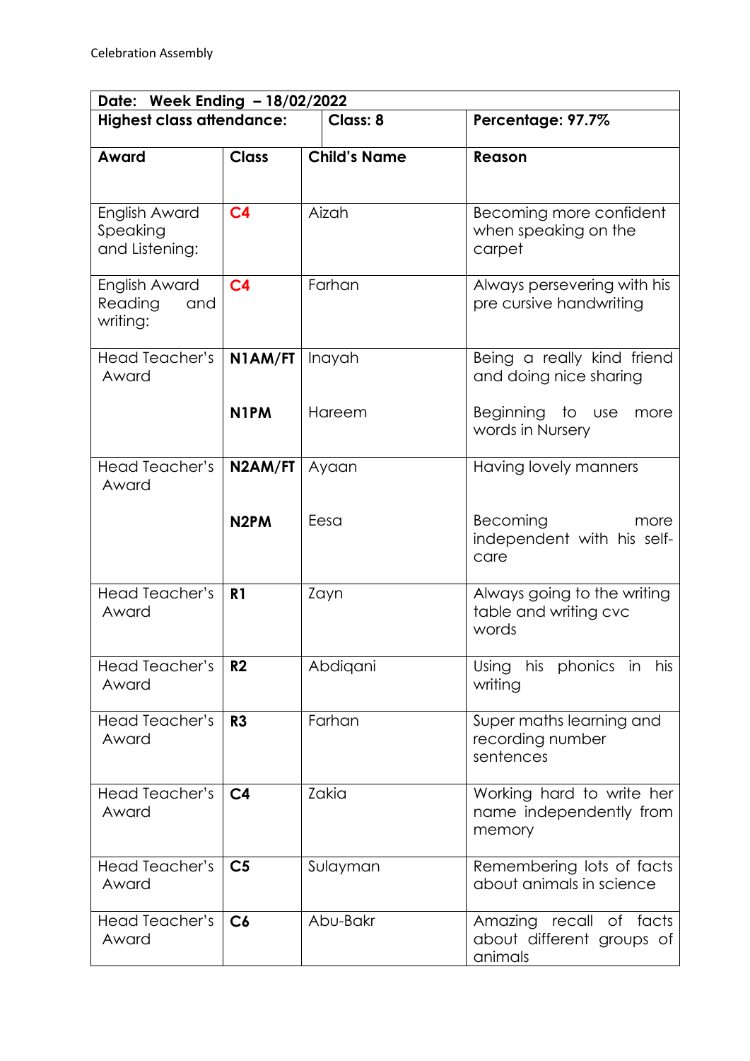Celebration Assembly

| Date: Week Ending – 18/02/2022 | | | |
|---|---|---|---|
| **Highest class attendance:** | | **Class: 8** | **Percentage: 97.7%** |
| **Award** | **Class** | **Child's Name** | **Reason** |
| English Award Speaking and Listening: | C4 | Aizah | Becoming more confident when speaking on the carpet |
| English Award Reading and writing: | C4 | Farhan | Always persevering with his pre cursive handwriting |
| Head Teacher's Award | **N1AM/FT** | Inayah | Being a really kind friend and doing nice sharing |
| | **N1PM** | Hareem | Beginning to use more words in Nursery |
| Head Teacher's Award | **N2AM/FT** | Ayaan | Having lovely manners |
| | **N2PM** | Eesa | Becoming more independent with his self-care |
| Head Teacher's Award | **R1** | Zayn | Always going to the writing table and writing cvc words |
| Head Teacher's Award | **R2** | Abdiqani | Using his phonics in his writing |
| Head Teacher's Award | **R3** | Farhan | Super maths learning and recording number sentences |
| Head Teacher's Award | **C4** | Zakia | Working hard to write her name independently from memory |
| Head Teacher's Award | **C5** | Sulayman | Remembering lots of facts about animals in science |
| Head Teacher's Award | **C6** | Abu-Bakr | Amazing recall of facts about different groups of animals |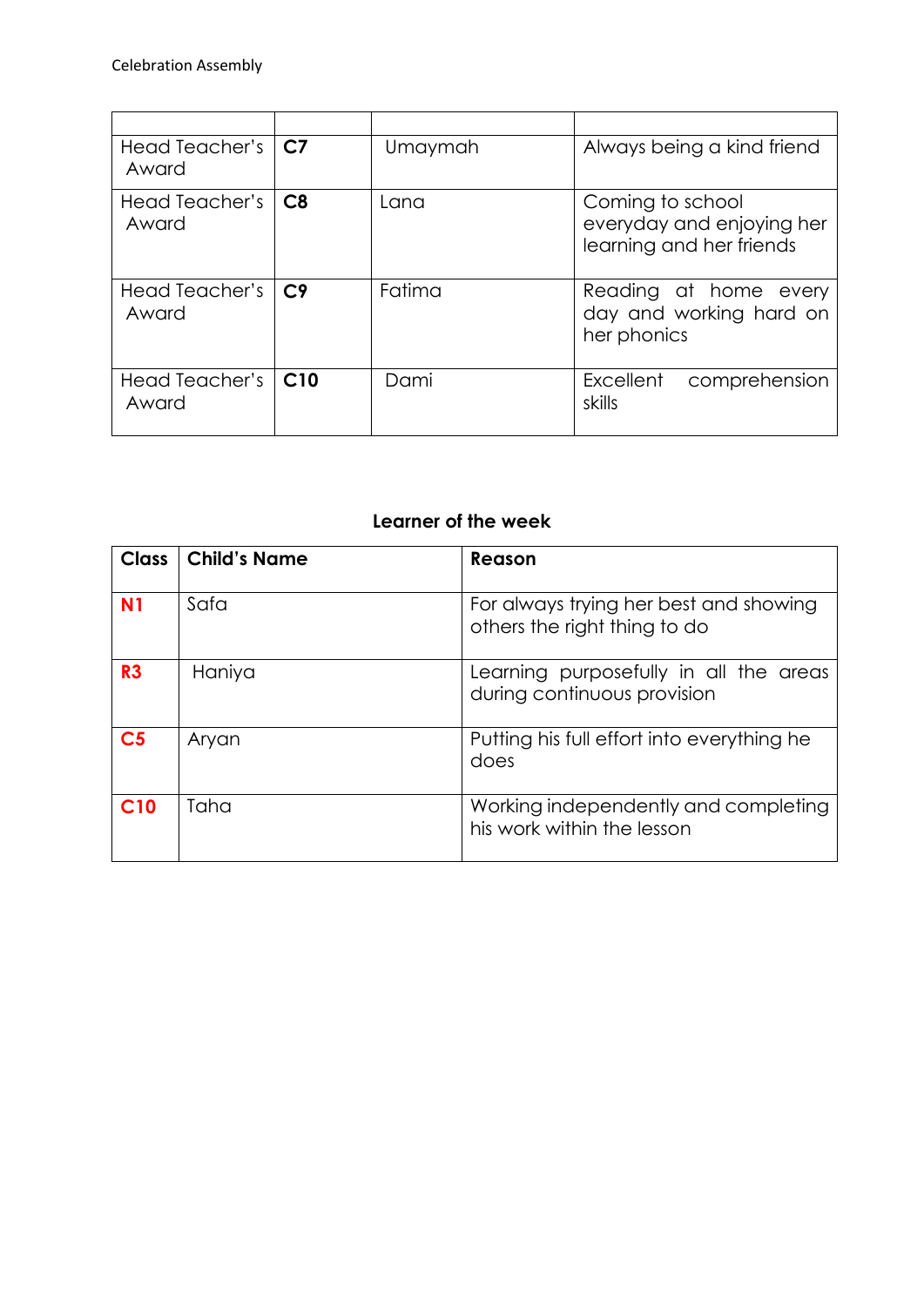| | | | |
|---|---|---|---|
| Head Teacher's Award | **C7** | Umaymah | Always being a kind friend |
| Head Teacher's Award | **C8** | Lana | Coming to school everyday and enjoying her learning and her friends |
| Head Teacher's Award | **C9** | Fatima | Reading at home every day and working hard on her phonics |
| Head Teacher's Award | **C10** | Dami | Excellent comprehension skills |

**Learner of the week**

| Class | Child's Name | Reason |
|---|---|---|
| **N1** | Safa | For always trying her best and showing others the right thing to do |
| **R3** | Haniya | Learning purposefully in all the areas during continuous provision |
| **C5** | Aryan | Putting his full effort into everything he does |
| **C10** | Taha | Working independently and completing his work within the lesson |